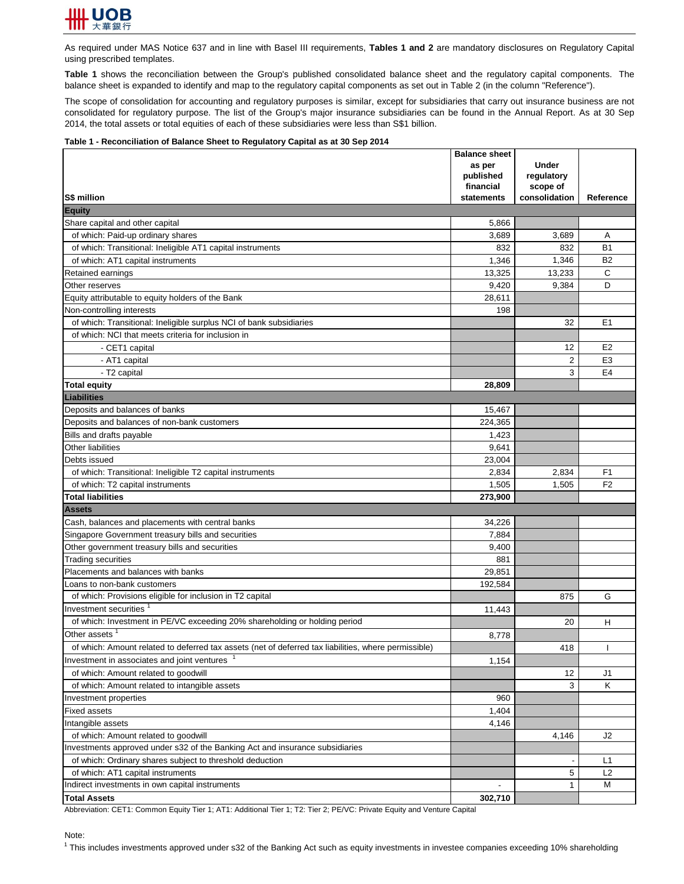As required under MAS Notice 637 and in line with Basel III requirements, **Tables 1 and 2** are mandatory disclosures on Regulatory Capital using prescribed templates.

**Table 1** shows the reconciliation between the Group's published consolidated balance sheet and the regulatory capital components. The balance sheet is expanded to identify and map to the regulatory capital components as set out in Table 2 (in the column "Reference").

The scope of consolidation for accounting and regulatory purposes is similar, except for subsidiaries that carry out insurance business are not consolidated for regulatory purpose. The list of the Group's major insurance subsidiaries can be found in the Annual Report. As at 30 Sep 2014, the total assets or total equities of each of these subsidiaries were less than S$1 billion.

**Table 1 - Reconciliation of Balance Sheet to Regulatory Capital as at 30 Sep 2014**

| S$ million | Balance sheet as per published financial statements | Under regulatory scope of consolidation | Reference |
|---|---|---|---|
| **Equity** | | | |
| Share capital and other capital | 5,866 | | |
| of which: Paid-up ordinary shares | 3,689 | 3,689 | A |
| of which: Transitional: Ineligible AT1 capital instruments | 832 | 832 | B1 |
| of which: AT1 capital instruments | 1,346 | 1,346 | B2 |
| Retained earnings | 13,325 | 13,233 | C |
| Other reserves | 9,420 | 9,384 | D |
| Equity attributable to equity holders of the Bank | 28,611 | | |
| Non-controlling interests | 198 | | |
| of which: Transitional: Ineligible surplus NCI of bank subsidiaries | | 32 | E1 |
| of which: NCI that meets criteria for inclusion in | | | |
| - CET1 capital | | 12 | E2 |
| - AT1 capital | | 2 | E3 |
| - T2 capital | | 3 | E4 |
| **Total equity** | **28,809** | | |
| **Liabilities** | | | |
| Deposits and balances of banks | 15,467 | | |
| Deposits and balances of non-bank customers | 224,365 | | |
| Bills and drafts payable | 1,423 | | |
| Other liabilities | 9,641 | | |
| Debts issued | 23,004 | | |
| of which: Transitional: Ineligible T2 capital instruments | 2,834 | 2,834 | F1 |
| of which: T2 capital instruments | 1,505 | 1,505 | F2 |
| **Total liabilities** | **273,900** | | |
| **Assets** | | | |
| Cash, balances and placements with central banks | 34,226 | | |
| Singapore Government treasury bills and securities | 7,884 | | |
| Other government treasury bills and securities | 9,400 | | |
| Trading securities | 881 | | |
| Placements and balances with banks | 29,851 | | |
| Loans to non-bank customers | 192,584 | | |
| of which: Provisions eligible for inclusion in T2 capital | | 875 | G |
| Investment securities [1] | 11,443 | | |
| of which: Investment in PE/VC exceeding 20% shareholding or holding period | | 20 | H |
| Other assets [1] | 8,778 | | |
| of which: Amount related to deferred tax assets (net of deferred tax liabilities, where permissible) | | 418 | I |
| Investment in associates and joint ventures [1] | 1,154 | | |
| of which: Amount related to goodwill | | 12 | J1 |
| of which: Amount related to intangible assets | | 3 | K |
| Investment properties | 960 | | |
| Fixed assets | 1,404 | | |
| Intangible assets | 4,146 | | |
| of which: Amount related to goodwill | | 4,146 | J2 |
| Investments approved under s32 of the Banking Act and insurance subsidiaries | | | |
| of which: Ordinary shares subject to threshold deduction | | - | L1 |
| of which: AT1 capital instruments | | 5 | L2 |
| Indirect investments in own capital instruments | - | 1 | M |
| **Total Assets** | **302,710** | | |

Abbreviation: CET1: Common Equity Tier 1; AT1: Additional Tier 1; T2: Tier 2; PE/VC: Private Equity and Venture Capital

Note:

[1] This includes investments approved under s32 of the Banking Act such as equity investments in investee companies exceeding 10% shareholding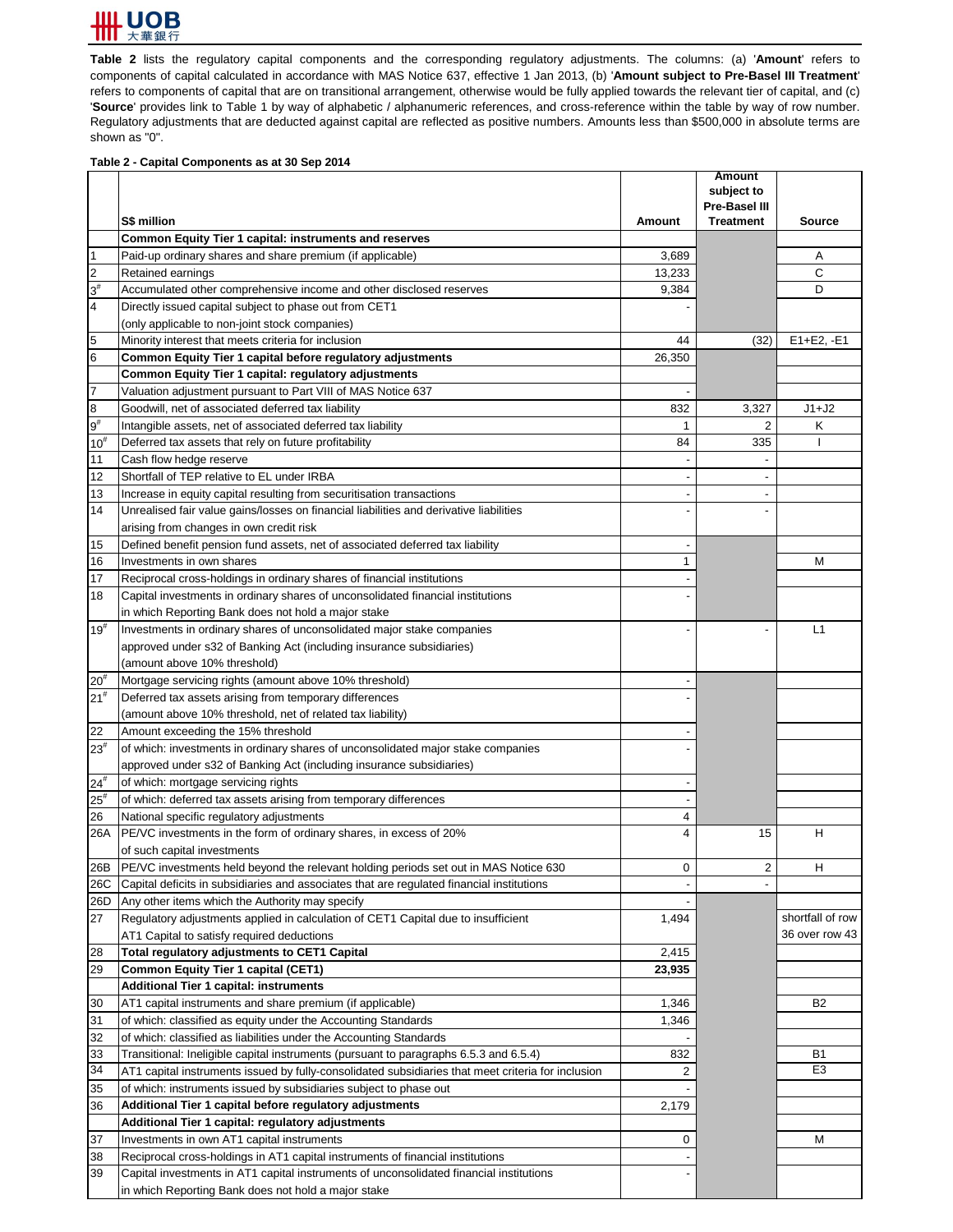**Table 2** lists the regulatory capital components and the corresponding regulatory adjustments. The columns: (a) '**Amount**' refers to components of capital calculated in accordance with MAS Notice 637, effective 1 Jan 2013, (b) '**Amount subject to Pre-Basel III Treatment**' refers to components of capital that are on transitional arrangement, otherwise would be fully applied towards the relevant tier of capital, and (c) '**Source**' provides link to Table 1 by way of alphabetic / alphanumeric references, and cross-reference within the table by way of row number. Regulatory adjustments that are deducted against capital are reflected as positive numbers. Amounts less than $500,000 in absolute terms are shown as "0".

**Table 2 - Capital Components as at 30 Sep 2014**

| | S$ million | Amount | Amount subject to Pre-Basel III Treatment | Source |
|---|---|---|---|---|
| | **Common Equity Tier 1 capital: instruments and reserves** | | | |
| 1 | Paid-up ordinary shares and share premium (if applicable) | 3,689 | | A |
| 2 | Retained earnings | 13,233 | | C |
| 3# | Accumulated other comprehensive income and other disclosed reserves | 9,384 | | D |
| 4 | Directly issued capital subject to phase out from CET1 (only applicable to non-joint stock companies) | - | | |
| 5 | Minority interest that meets criteria for inclusion | 44 | (32) | E1+E2, -E1 |
| 6 | **Common Equity Tier 1 capital before regulatory adjustments** | 26,350 | | |
| | **Common Equity Tier 1 capital: regulatory adjustments** | | | |
| 7 | Valuation adjustment pursuant to Part VIII of MAS Notice 637 | - | | |
| 8 | Goodwill, net of associated deferred tax liability | 832 | 3,327 | J1+J2 |
| 9# | Intangible assets, net of associated deferred tax liability | 1 | 2 | K |
| 10# | Deferred tax assets that rely on future profitability | 84 | 335 | I |
| 11 | Cash flow hedge reserve | - | - | |
| 12 | Shortfall of TEP relative to EL under IRBA | - | - | |
| 13 | Increase in equity capital resulting from securitisation transactions | - | - | |
| 14 | Unrealised fair value gains/losses on financial liabilities and derivative liabilities arising from changes in own credit risk | - | - | |
| 15 | Defined benefit pension fund assets, net of associated deferred tax liability | - | | |
| 16 | Investments in own shares | 1 | | M |
| 17 | Reciprocal cross-holdings in ordinary shares of financial institutions | - | | |
| 18 | Capital investments in ordinary shares of unconsolidated financial institutions in which Reporting Bank does not hold a major stake | - | | |
| 19# | Investments in ordinary shares of unconsolidated major stake companies approved under s32 of Banking Act (including insurance subsidiaries) (amount above 10% threshold) | - | - | L1 |
| 20# | Mortgage servicing rights (amount above 10% threshold) | - | | |
| 21# | Deferred tax assets arising from temporary differences (amount above 10% threshold, net of related tax liability) | - | | |
| 22 | Amount exceeding the 15% threshold | - | | |
| 23# | of which: investments in ordinary shares of unconsolidated major stake companies approved under s32 of Banking Act (including insurance subsidiaries) | - | | |
| 24# | of which: mortgage servicing rights | - | | |
| 25# | of which: deferred tax assets arising from temporary differences | - | | |
| 26 | National specific regulatory adjustments | 4 | | |
| 26A | PE/VC investments in the form of ordinary shares, in excess of 20% of such capital investments | 4 | 15 | H |
| 26B | PE/VC investments held beyond the relevant holding periods set out in MAS Notice 630 | 0 | 2 | H |
| 26C | Capital deficits in subsidiaries and associates that are regulated financial institutions | - | - | |
| 26D | Any other items which the Authority may specify | - | | |
| 27 | Regulatory adjustments applied in calculation of CET1 Capital due to insufficient AT1 Capital to satisfy required deductions | 1,494 | | shortfall of row 36 over row 43 |
| 28 | **Total regulatory adjustments to CET1 Capital** | 2,415 | | |
| 29 | **Common Equity Tier 1 capital (CET1)** | **23,935** | | |
| | **Additional Tier 1 capital: instruments** | | | |
| 30 | AT1 capital instruments and share premium (if applicable) | 1,346 | | B2 |
| 31 | of which: classified as equity under the Accounting Standards | 1,346 | | |
| 32 | of which: classified as liabilities under the Accounting Standards | - | | |
| 33 | Transitional: Ineligible capital instruments (pursuant to paragraphs 6.5.3 and 6.5.4) | 832 | | B1 |
| 34 | AT1 capital instruments issued by fully-consolidated subsidiaries that meet criteria for inclusion | 2 | | E3 |
| 35 | of which: instruments issued by subsidiaries subject to phase out | - | | |
| 36 | **Additional Tier 1 capital before regulatory adjustments** | 2,179 | | |
| | **Additional Tier 1 capital: regulatory adjustments** | | | |
| 37 | Investments in own AT1 capital instruments | 0 | | M |
| 38 | Reciprocal cross-holdings in AT1 capital instruments of financial institutions | - | | |
| 39 | Capital investments in AT1 capital instruments of unconsolidated financial institutions in which Reporting Bank does not hold a major stake | - | | |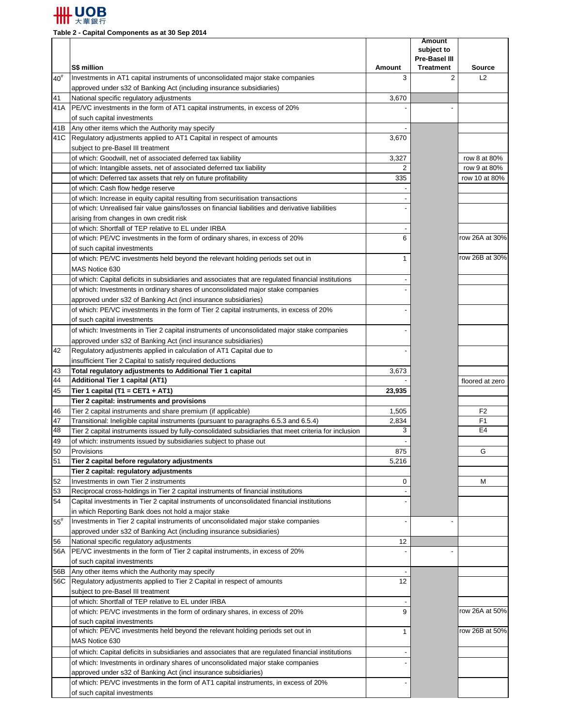**Table 2 - Capital Components as at 30 Sep 2014**

| | S$ million | Amount | Amount subject to Pre-Basel III Treatment | Source |
|---|---|---|---|---|
| 40[#] | Investments in AT1 capital instruments of unconsolidated major stake companies approved under s32 of Banking Act (including insurance subsidiaries) | 3 | 2 | L2 |
| 41 | National specific regulatory adjustments | 3,670 | | |
| 41A | PE/VC investments in the form of AT1 capital instruments, in excess of 20% of such capital investments | - | - | |
| 41B | Any other items which the Authority may specify | - | | |
| 41C | Regulatory adjustments applied to AT1 Capital in respect of amounts subject to pre-Basel III treatment | 3,670 | | |
| | of which: Goodwill, net of associated deferred tax liability | 3,327 | | row 8 at 80% |
| | of which: Intangible assets, net of associated deferred tax liability | 2 | | row 9 at 80% |
| | of which: Deferred tax assets that rely on future profitability | 335 | | row 10 at 80% |
| | of which: Cash flow hedge reserve | - | | |
| | of which: Increase in equity capital resulting from securitisation transactions | - | | |
| | of which: Unrealised fair value gains/losses on financial liabilities and derivative liabilities arising from changes in own credit risk | - | | |
| | of which: Shortfall of TEP relative to EL under IRBA | - | | |
| | of which: PE/VC investments in the form of ordinary shares, in excess of 20% of such capital investments | 6 | | row 26A at 30% |
| | of which: PE/VC investments held beyond the relevant holding periods set out in MAS Notice 630 | 1 | | row 26B at 30% |
| | of which: Capital deficits in subsidiaries and associates that are regulated financial institutions | - | | |
| | of which: Investments in ordinary shares of unconsolidated major stake companies approved under s32 of Banking Act (incl insurance subsidiaries) | - | | |
| | of which: PE/VC investments in the form of Tier 2 capital instruments, in excess of 20% of such capital investments | - | | |
| | of which: Investments in Tier 2 capital instruments of unconsolidated major stake companies approved under s32 of Banking Act (incl insurance subsidiaries) | - | | |
| 42 | Regulatory adjustments applied in calculation of AT1 Capital due to insufficient Tier 2 Capital to satisfy required deductions | - | | |
| 43 | **Total regulatory adjustments to Additional Tier 1 capital** | 3,673 | | |
| 44 | **Additional Tier 1 capital (AT1)** | - | | floored at zero |
| 45 | **Tier 1 capital (T1 = CET1 + AT1)** | **23,935** | | |
| | **Tier 2 capital: instruments and provisions** | | | |
| 46 | Tier 2 capital instruments and share premium (if applicable) | 1,505 | | F2 |
| 47 | Transitional: Ineligible capital instruments (pursuant to paragraphs 6.5.3 and 6.5.4) | 2,834 | | F1 |
| 48 | Tier 2 capital instruments issued by fully-consolidated subsidiaries that meet criteria for inclusion | 3 | | E4 |
| 49 | of which: instruments issued by subsidiaries subject to phase out | - | | |
| 50 | Provisions | 875 | | G |
| 51 | **Tier 2 capital before regulatory adjustments** | 5,216 | | |
| | **Tier 2 capital: regulatory adjustments** | | | |
| 52 | Investments in own Tier 2 instruments | 0 | | M |
| 53 | Reciprocal cross-holdings in Tier 2 capital instruments of financial institutions | - | | |
| 54 | Capital investments in Tier 2 capital instruments of unconsolidated financial institutions in which Reporting Bank does not hold a major stake | - | | |
| 55[#] | Investments in Tier 2 capital instruments of unconsolidated major stake companies approved under s32 of Banking Act (including insurance subsidiaries) | - | - | |
| 56 | National specific regulatory adjustments | 12 | | |
| 56A | PE/VC investments in the form of Tier 2 capital instruments, in excess of 20% of such capital investments | - | - | |
| 56B | Any other items which the Authority may specify | - | | |
| 56C | Regulatory adjustments applied to Tier 2 Capital in respect of amounts subject to pre-Basel III treatment | 12 | | |
| | of which: Shortfall of TEP relative to EL under IRBA | - | | |
| | of which: PE/VC investments in the form of ordinary shares, in excess of 20% of such capital investments | 9 | | row 26A at 50% |
| | of which: PE/VC investments held beyond the relevant holding periods set out in MAS Notice 630 | 1 | | row 26B at 50% |
| | of which: Capital deficits in subsidiaries and associates that are regulated financial institutions | - | | |
| | of which: Investments in ordinary shares of unconsolidated major stake companies approved under s32 of Banking Act (incl insurance subsidiaries) | - | | |
| | of which: PE/VC investments in the form of AT1 capital instruments, in excess of 20% of such capital investments | - | | |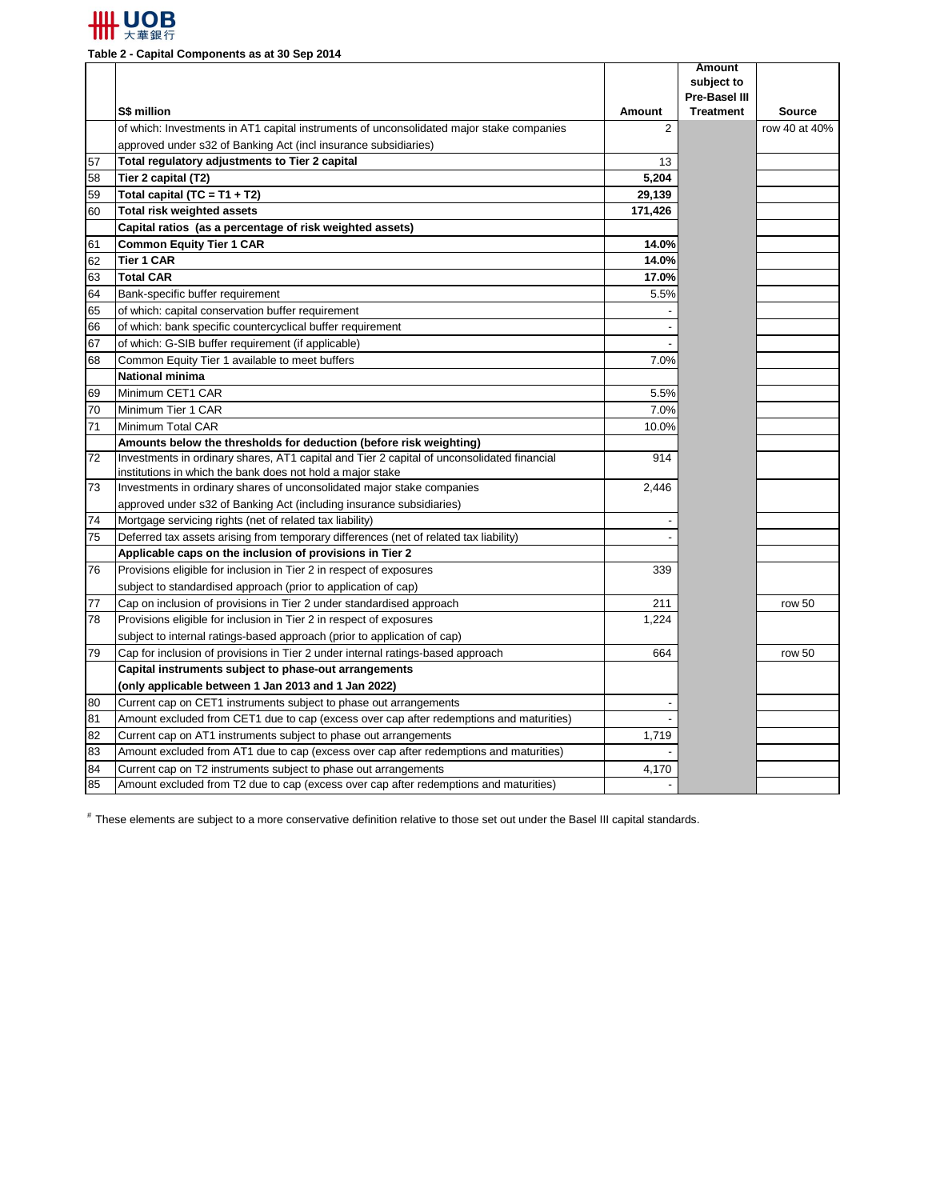**Table 2 - Capital Components as at 30 Sep 2014**

| | S$ million | Amount | Amount subject to Pre-Basel III Treatment | Source |
|---|---|---|---|---|
| | of which: Investments in AT1 capital instruments of unconsolidated major stake companies approved under s32 of Banking Act (incl insurance subsidiaries) | 2 | | row 40 at 40% |
| 57 | **Total regulatory adjustments to Tier 2 capital** | 13 | | |
| 58 | **Tier 2 capital (T2)** | **5,204** | | |
| 59 | **Total capital (TC = T1 + T2)** | **29,139** | | |
| 60 | **Total risk weighted assets** | **171,426** | | |
| | **Capital ratios (as a percentage of risk weighted assets)** | | | |
| 61 | **Common Equity Tier 1 CAR** | **14.0%** | | |
| 62 | **Tier 1 CAR** | **14.0%** | | |
| 63 | **Total CAR** | **17.0%** | | |
| 64 | Bank-specific buffer requirement | 5.5% | | |
| 65 | of which: capital conservation buffer requirement | - | | |
| 66 | of which: bank specific countercyclical buffer requirement | - | | |
| 67 | of which: G-SIB buffer requirement (if applicable) | - | | |
| 68 | Common Equity Tier 1 available to meet buffers | 7.0% | | |
| | **National minima** | | | |
| 69 | Minimum CET1 CAR | 5.5% | | |
| 70 | Minimum Tier 1 CAR | 7.0% | | |
| 71 | Minimum Total CAR | 10.0% | | |
| | **Amounts below the thresholds for deduction (before risk weighting)** | | | |
| 72 | Investments in ordinary shares, AT1 capital and Tier 2 capital of unconsolidated financial institutions in which the bank does not hold a major stake | 914 | | |
| 73 | Investments in ordinary shares of unconsolidated major stake companies approved under s32 of Banking Act (including insurance subsidiaries) | 2,446 | | |
| 74 | Mortgage servicing rights (net of related tax liability) | - | | |
| 75 | Deferred tax assets arising from temporary differences (net of related tax liability) | - | | |
| | **Applicable caps on the inclusion of provisions in Tier 2** | | | |
| 76 | Provisions eligible for inclusion in Tier 2 in respect of exposures subject to standardised approach (prior to application of cap) | 339 | | |
| 77 | Cap on inclusion of provisions in Tier 2 under standardised approach | 211 | | row 50 |
| 78 | Provisions eligible for inclusion in Tier 2 in respect of exposures subject to internal ratings-based approach (prior to application of cap) | 1,224 | | |
| 79 | Cap for inclusion of provisions in Tier 2 under internal ratings-based approach | 664 | | row 50 |
| | **Capital instruments subject to phase-out arrangements (only applicable between 1 Jan 2013 and 1 Jan 2022)** | | | |
| 80 | Current cap on CET1 instruments subject to phase out arrangements | - | | |
| 81 | Amount excluded from CET1 due to cap (excess over cap after redemptions and maturities) | - | | |
| 82 | Current cap on AT1 instruments subject to phase out arrangements | 1,719 | | |
| 83 | Amount excluded from AT1 due to cap (excess over cap after redemptions and maturities) | - | | |
| 84 | Current cap on T2 instruments subject to phase out arrangements | 4,170 | | |
| 85 | Amount excluded from T2 due to cap (excess over cap after redemptions and maturities) | - | | |

# These elements are subject to a more conservative definition relative to those set out under the Basel III capital standards.